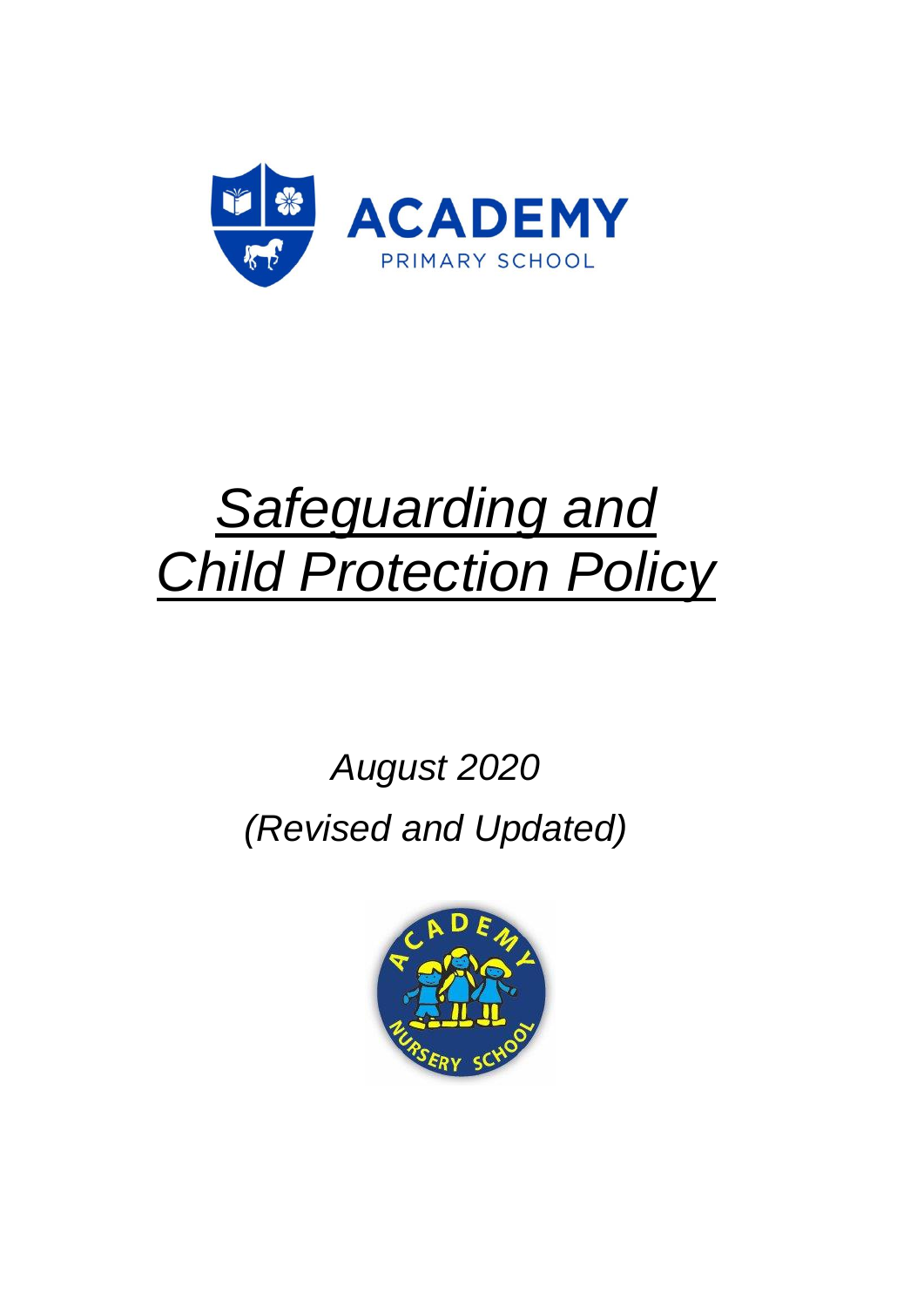ACADEMY

PRIMARY SCHOOL

# *Safeguarding and Child Protection Policy*

*August 2020*

*(Revised and Updated)*

ACADEMY NURSERY SCHOOL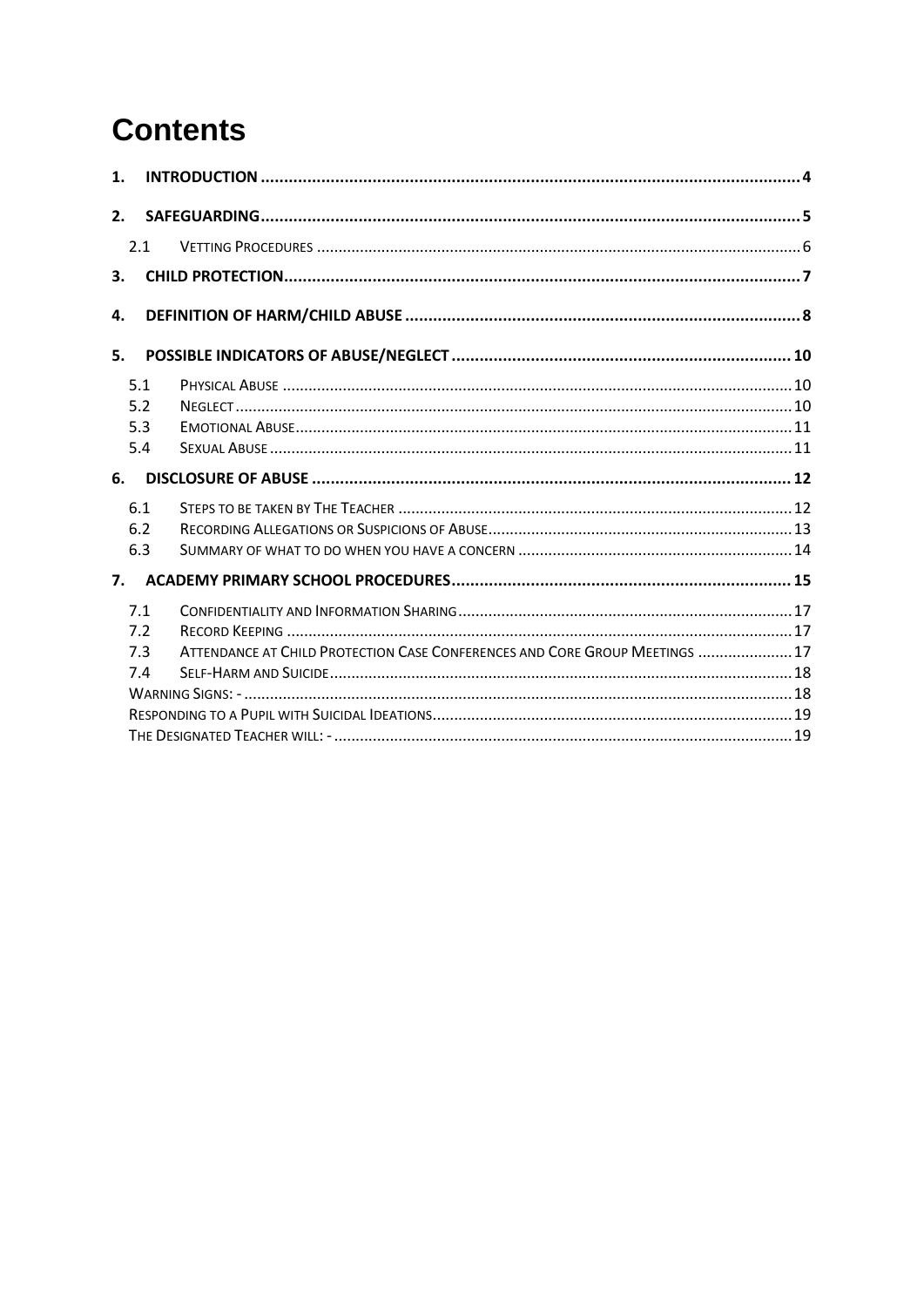# Contents

1. INTRODUCTION .... 4
2. SAFEGUARDING .... 5
   - 2.1 VETTING PROCEDURES .... 6
3. CHILD PROTECTION .... 7
4. DEFINITION OF HARM/CHILD ABUSE .... 8
5. POSSIBLE INDICATORS OF ABUSE/NEGLECT .... 10
   - 5.1 PHYSICAL ABUSE .... 10
   - 5.2 NEGLECT .... 10
   - 5.3 EMOTIONAL ABUSE .... 11
   - 5.4 SEXUAL ABUSE .... 11
6. DISCLOSURE OF ABUSE .... 12
   - 6.1 STEPS TO BE TAKEN BY THE TEACHER .... 12
   - 6.2 RECORDING ALLEGATIONS OR SUSPICIONS OF ABUSE .... 13
   - 6.3 SUMMARY OF WHAT TO DO WHEN YOU HAVE A CONCERN .... 14
7. ACADEMY PRIMARY SCHOOL PROCEDURES .... 15
   - 7.1 CONFIDENTIALITY AND INFORMATION SHARING .... 17
   - 7.2 RECORD KEEPING .... 17
   - 7.3 ATTENDANCE AT CHILD PROTECTION CASE CONFERENCES AND CORE GROUP MEETINGS .... 17
   - 7.4 SELF-HARM AND SUICIDE .... 18
   - WARNING SIGNS: - .... 18
   - RESPONDING TO A PUPIL WITH SUICIDAL IDEATIONS .... 19
   - THE DESIGNATED TEACHER WILL: - .... 19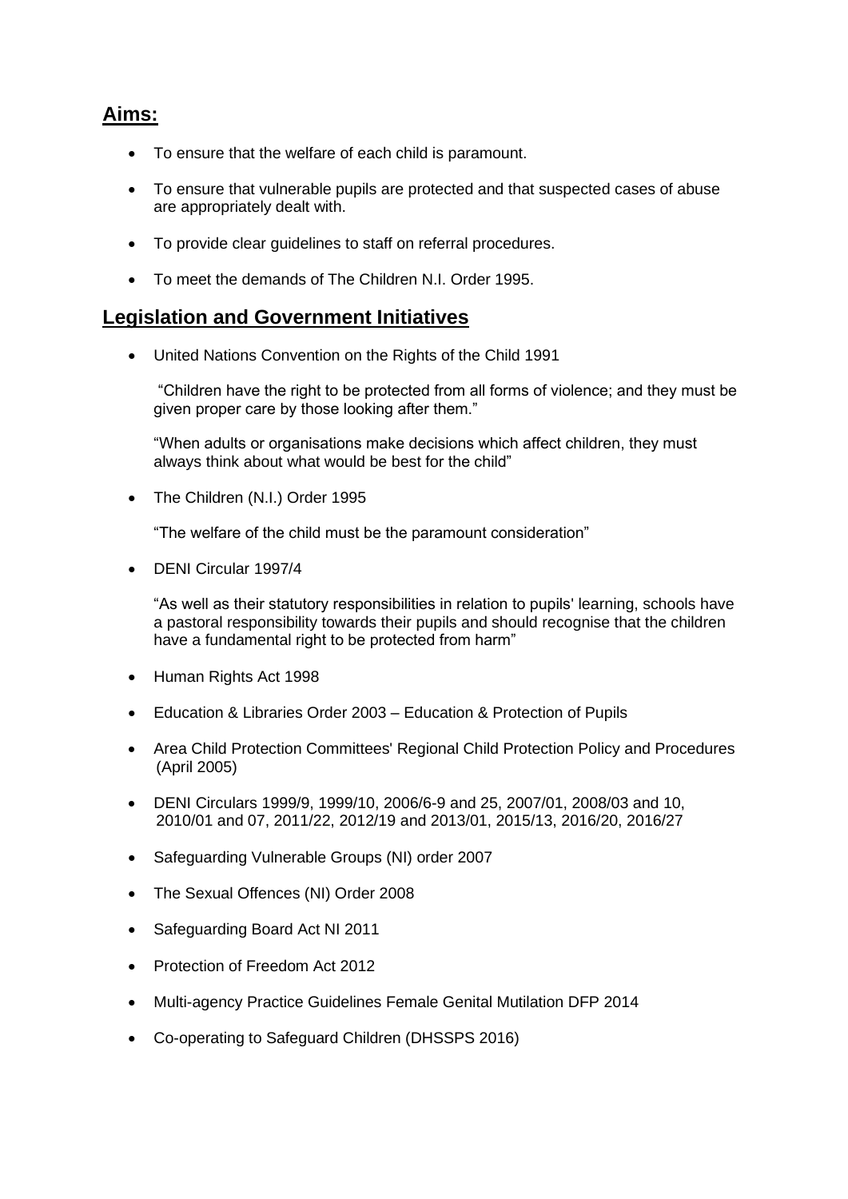## Aims:

- To ensure that the welfare of each child is paramount.
- To ensure that vulnerable pupils are protected and that suspected cases of abuse are appropriately dealt with.
- To provide clear guidelines to staff on referral procedures.
- To meet the demands of The Children N.I. Order 1995.

## Legislation and Government Initiatives

- United Nations Convention on the Rights of the Child 1991

  "Children have the right to be protected from all forms of violence; and they must be given proper care by those looking after them."

  "When adults or organisations make decisions which affect children, they must always think about what would be best for the child"

- The Children (N.I.) Order 1995

  "The welfare of the child must be the paramount consideration"

- DENI Circular 1997/4

  "As well as their statutory responsibilities in relation to pupils' learning, schools have a pastoral responsibility towards their pupils and should recognise that the children have a fundamental right to be protected from harm"

- Human Rights Act 1998
- Education & Libraries Order 2003 – Education & Protection of Pupils
- Area Child Protection Committees' Regional Child Protection Policy and Procedures (April 2005)
- DENI Circulars 1999/9, 1999/10, 2006/6-9 and 25, 2007/01, 2008/03 and 10, 2010/01 and 07, 2011/22, 2012/19 and 2013/01, 2015/13, 2016/20, 2016/27
- Safeguarding Vulnerable Groups (NI) order 2007
- The Sexual Offences (NI) Order 2008
- Safeguarding Board Act NI 2011
- Protection of Freedom Act 2012
- Multi-agency Practice Guidelines Female Genital Mutilation DFP 2014
- Co-operating to Safeguard Children (DHSSPS 2016)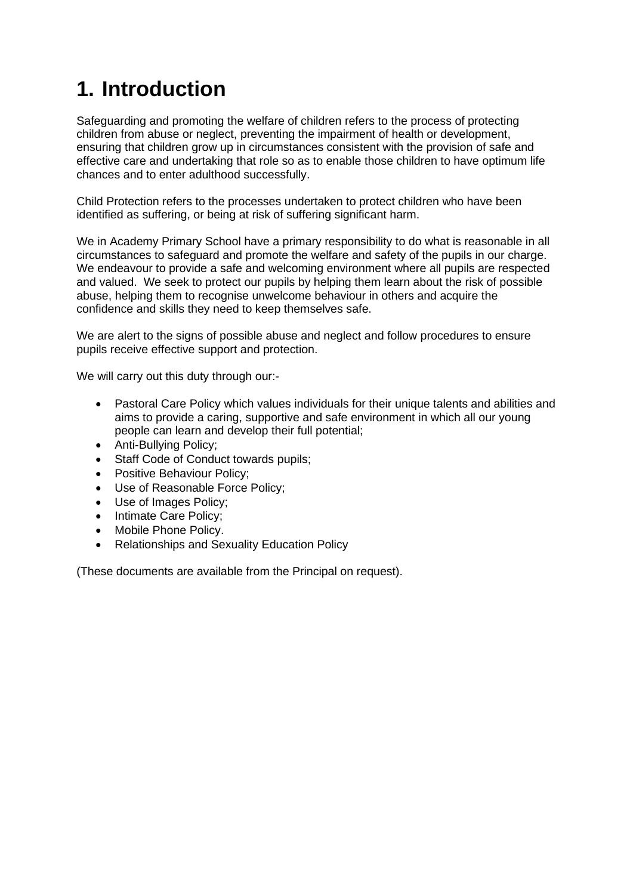# 1. Introduction

Safeguarding and promoting the welfare of children refers to the process of protecting children from abuse or neglect, preventing the impairment of health or development, ensuring that children grow up in circumstances consistent with the provision of safe and effective care and undertaking that role so as to enable those children to have optimum life chances and to enter adulthood successfully.

Child Protection refers to the processes undertaken to protect children who have been identified as suffering, or being at risk of suffering significant harm.

We in Academy Primary School have a primary responsibility to do what is reasonable in all circumstances to safeguard and promote the welfare and safety of the pupils in our charge. We endeavour to provide a safe and welcoming environment where all pupils are respected and valued. We seek to protect our pupils by helping them learn about the risk of possible abuse, helping them to recognise unwelcome behaviour in others and acquire the confidence and skills they need to keep themselves safe.

We are alert to the signs of possible abuse and neglect and follow procedures to ensure pupils receive effective support and protection.

We will carry out this duty through our:-

- Pastoral Care Policy which values individuals for their unique talents and abilities and aims to provide a caring, supportive and safe environment in which all our young people can learn and develop their full potential;
- Anti-Bullying Policy;
- Staff Code of Conduct towards pupils;
- Positive Behaviour Policy;
- Use of Reasonable Force Policy;
- Use of Images Policy;
- Intimate Care Policy;
- Mobile Phone Policy.
- Relationships and Sexuality Education Policy

(These documents are available from the Principal on request).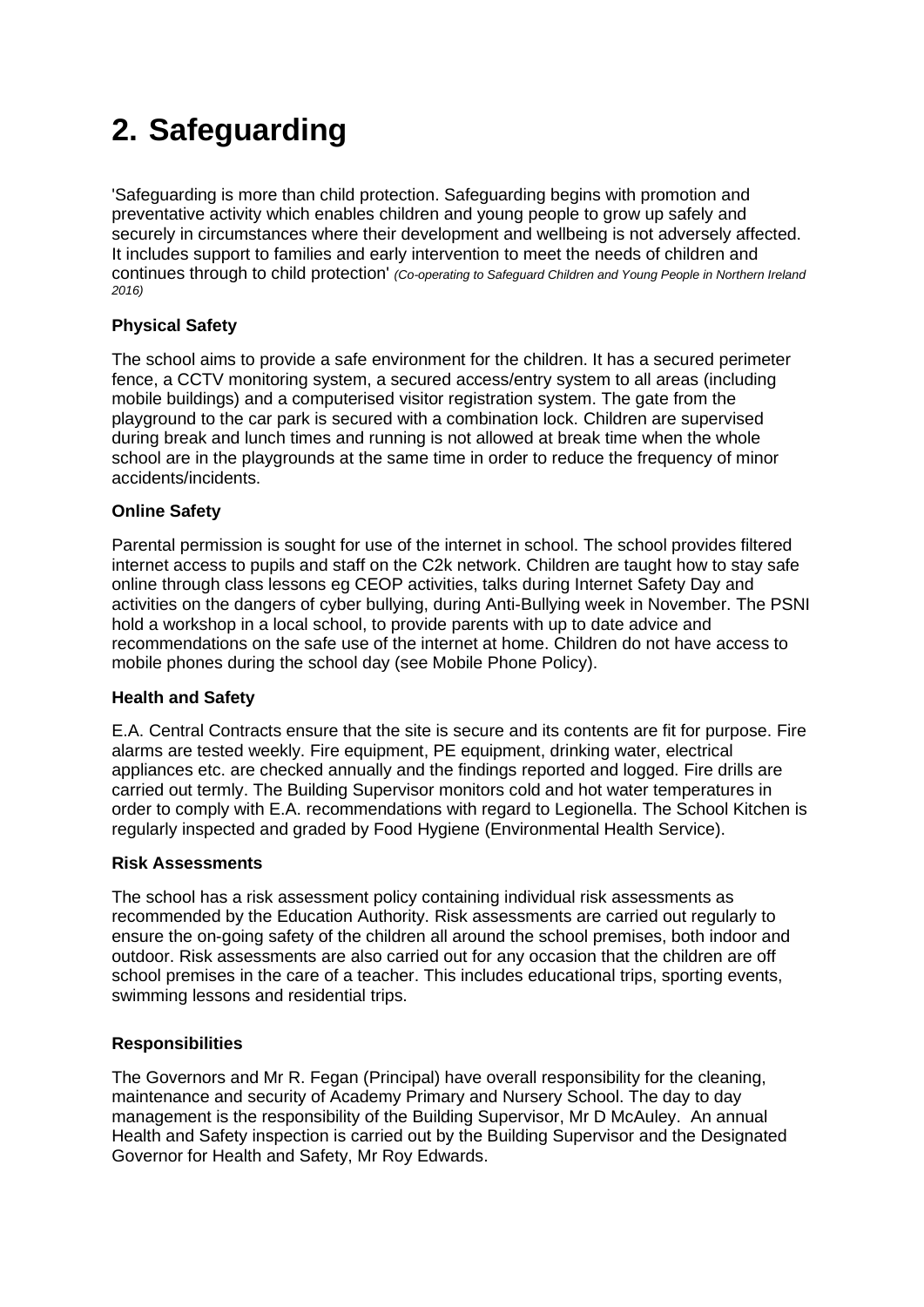# 2. Safeguarding

'Safeguarding is more than child protection. Safeguarding begins with promotion and preventative activity which enables children and young people to grow up safely and securely in circumstances where their development and wellbeing is not adversely affected. It includes support to families and early intervention to meet the needs of children and continues through to child protection' *(Co-operating to Safeguard Children and Young People in Northern Ireland 2016)*

**Physical Safety**

The school aims to provide a safe environment for the children. It has a secured perimeter fence, a CCTV monitoring system, a secured access/entry system to all areas (including mobile buildings) and a computerised visitor registration system. The gate from the playground to the car park is secured with a combination lock. Children are supervised during break and lunch times and running is not allowed at break time when the whole school are in the playgrounds at the same time in order to reduce the frequency of minor accidents/incidents.

**Online Safety**

Parental permission is sought for use of the internet in school. The school provides filtered internet access to pupils and staff on the C2k network. Children are taught how to stay safe online through class lessons eg CEOP activities, talks during Internet Safety Day and activities on the dangers of cyber bullying, during Anti-Bullying week in November. The PSNI hold a workshop in a local school, to provide parents with up to date advice and recommendations on the safe use of the internet at home. Children do not have access to mobile phones during the school day (see Mobile Phone Policy).

**Health and Safety**

E.A. Central Contracts ensure that the site is secure and its contents are fit for purpose. Fire alarms are tested weekly. Fire equipment, PE equipment, drinking water, electrical appliances etc. are checked annually and the findings reported and logged. Fire drills are carried out termly. The Building Supervisor monitors cold and hot water temperatures in order to comply with E.A. recommendations with regard to Legionella. The School Kitchen is regularly inspected and graded by Food Hygiene (Environmental Health Service).

**Risk Assessments**

The school has a risk assessment policy containing individual risk assessments as recommended by the Education Authority. Risk assessments are carried out regularly to ensure the on-going safety of the children all around the school premises, both indoor and outdoor. Risk assessments are also carried out for any occasion that the children are off school premises in the care of a teacher. This includes educational trips, sporting events, swimming lessons and residential trips.

**Responsibilities**

The Governors and Mr R. Fegan (Principal) have overall responsibility for the cleaning, maintenance and security of Academy Primary and Nursery School. The day to day management is the responsibility of the Building Supervisor, Mr D McAuley. An annual Health and Safety inspection is carried out by the Building Supervisor and the Designated Governor for Health and Safety, Mr Roy Edwards.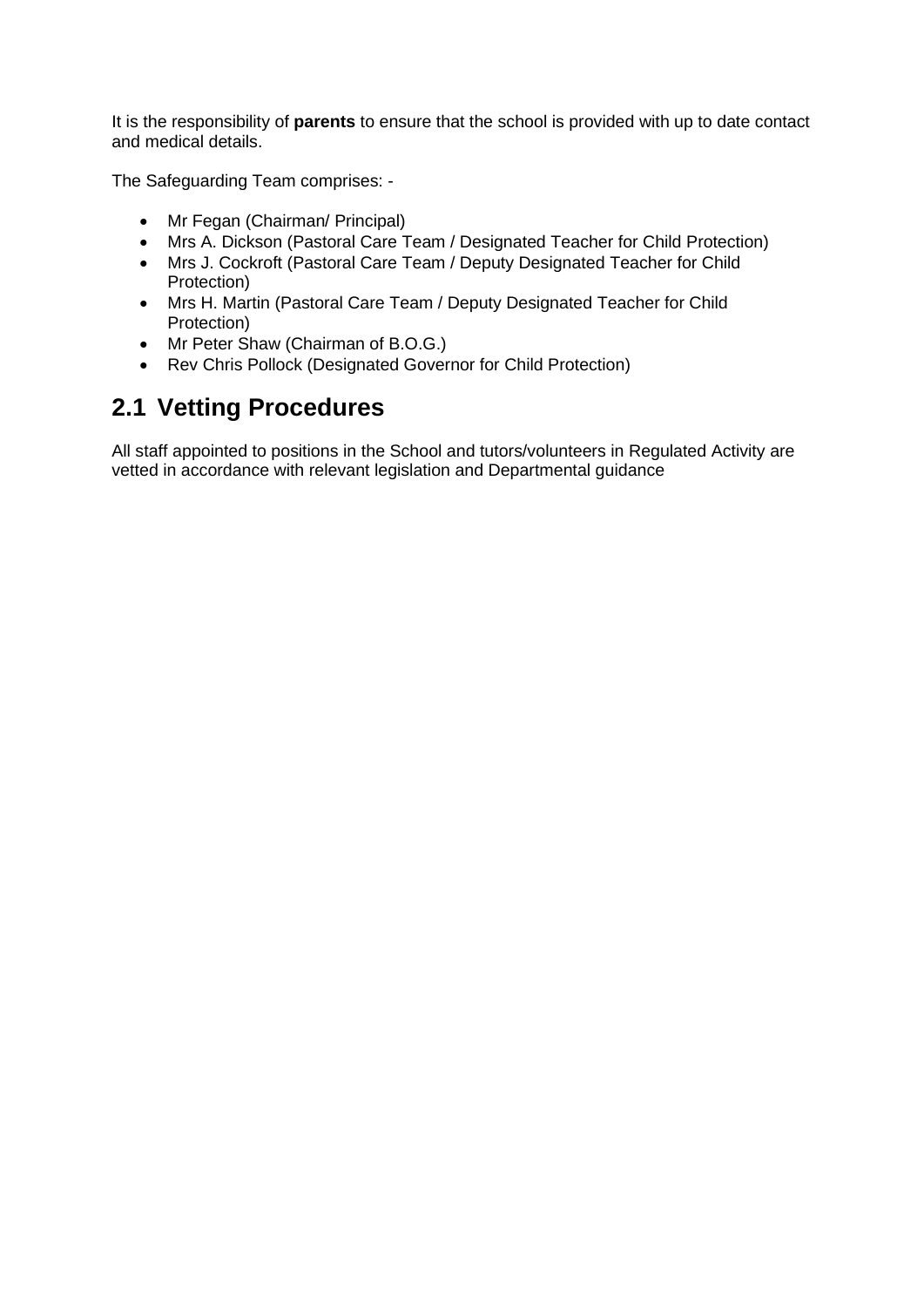It is the responsibility of **parents** to ensure that the school is provided with up to date contact and medical details.

The Safeguarding Team comprises: -

- Mr Fegan (Chairman/ Principal)
- Mrs A. Dickson (Pastoral Care Team / Designated Teacher for Child Protection)
- Mrs J. Cockroft (Pastoral Care Team / Deputy Designated Teacher for Child Protection)
- Mrs H. Martin (Pastoral Care Team / Deputy Designated Teacher for Child Protection)
- Mr Peter Shaw (Chairman of B.O.G.)
- Rev Chris Pollock (Designated Governor for Child Protection)

## 2.1 Vetting Procedures

All staff appointed to positions in the School and tutors/volunteers in Regulated Activity are vetted in accordance with relevant legislation and Departmental guidance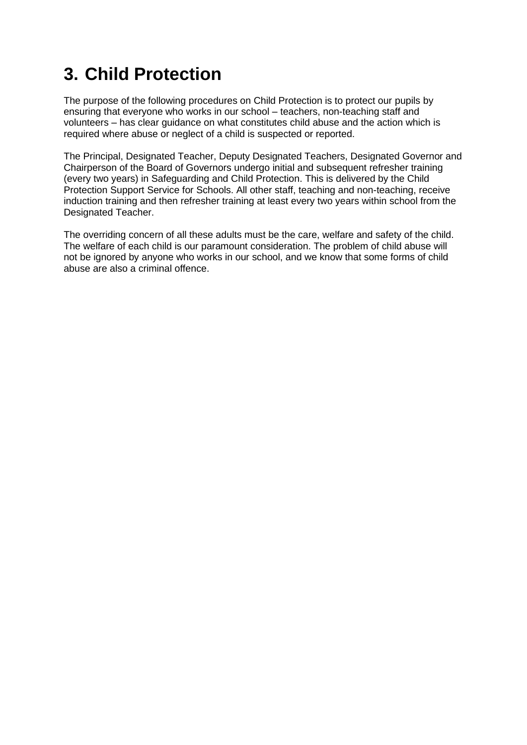# 3. Child Protection

The purpose of the following procedures on Child Protection is to protect our pupils by ensuring that everyone who works in our school – teachers, non-teaching staff and volunteers – has clear guidance on what constitutes child abuse and the action which is required where abuse or neglect of a child is suspected or reported.

The Principal, Designated Teacher, Deputy Designated Teachers, Designated Governor and Chairperson of the Board of Governors undergo initial and subsequent refresher training (every two years) in Safeguarding and Child Protection. This is delivered by the Child Protection Support Service for Schools. All other staff, teaching and non-teaching, receive induction training and then refresher training at least every two years within school from the Designated Teacher.

The overriding concern of all these adults must be the care, welfare and safety of the child. The welfare of each child is our paramount consideration. The problem of child abuse will not be ignored by anyone who works in our school, and we know that some forms of child abuse are also a criminal offence.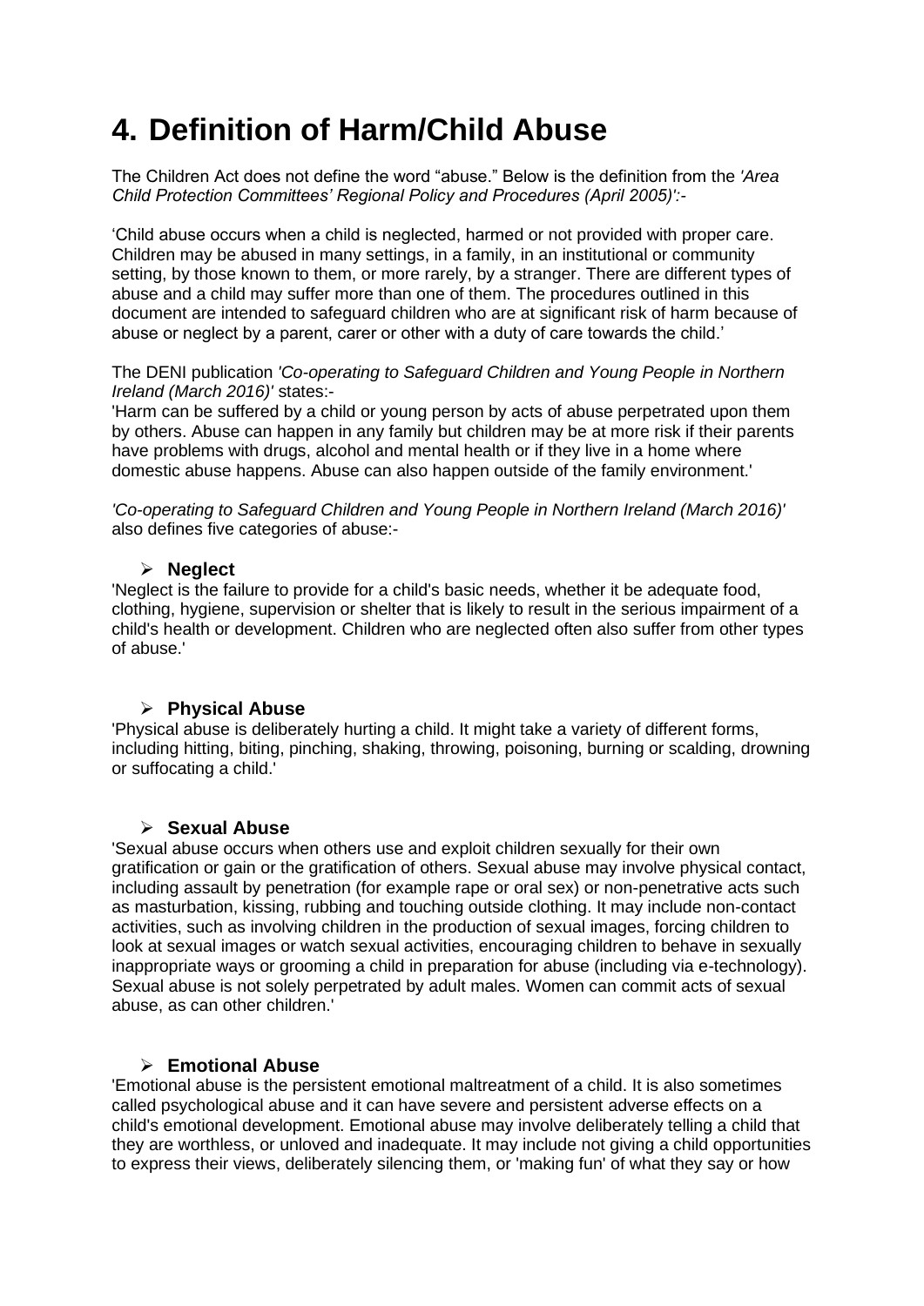# 4. Definition of Harm/Child Abuse

The Children Act does not define the word "abuse." Below is the definition from the *'Area Child Protection Committees' Regional Policy and Procedures (April 2005)':-*

'Child abuse occurs when a child is neglected, harmed or not provided with proper care. Children may be abused in many settings, in a family, in an institutional or community setting, by those known to them, or more rarely, by a stranger. There are different types of abuse and a child may suffer more than one of them. The procedures outlined in this document are intended to safeguard children who are at significant risk of harm because of abuse or neglect by a parent, carer or other with a duty of care towards the child.'

The DENI publication *'Co-operating to Safeguard Children and Young People in Northern Ireland (March 2016)'* states:-

'Harm can be suffered by a child or young person by acts of abuse perpetrated upon them by others. Abuse can happen in any family but children may be at more risk if their parents have problems with drugs, alcohol and mental health or if they live in a home where domestic abuse happens. Abuse can also happen outside of the family environment.'

*'Co-operating to Safeguard Children and Young People in Northern Ireland (March 2016)'* also defines five categories of abuse:-

- **Neglect**

'Neglect is the failure to provide for a child's basic needs, whether it be adequate food, clothing, hygiene, supervision or shelter that is likely to result in the serious impairment of a child's health or development. Children who are neglected often also suffer from other types of abuse.'

- **Physical Abuse**

'Physical abuse is deliberately hurting a child. It might take a variety of different forms, including hitting, biting, pinching, shaking, throwing, poisoning, burning or scalding, drowning or suffocating a child.'

- **Sexual Abuse**

'Sexual abuse occurs when others use and exploit children sexually for their own gratification or gain or the gratification of others. Sexual abuse may involve physical contact, including assault by penetration (for example rape or oral sex) or non-penetrative acts such as masturbation, kissing, rubbing and touching outside clothing. It may include non-contact activities, such as involving children in the production of sexual images, forcing children to look at sexual images or watch sexual activities, encouraging children to behave in sexually inappropriate ways or grooming a child in preparation for abuse (including via e-technology). Sexual abuse is not solely perpetrated by adult males. Women can commit acts of sexual abuse, as can other children.'

- **Emotional Abuse**

'Emotional abuse is the persistent emotional maltreatment of a child. It is also sometimes called psychological abuse and it can have severe and persistent adverse effects on a child's emotional development. Emotional abuse may involve deliberately telling a child that they are worthless, or unloved and inadequate. It may include not giving a child opportunities to express their views, deliberately silencing them, or 'making fun' of what they say or how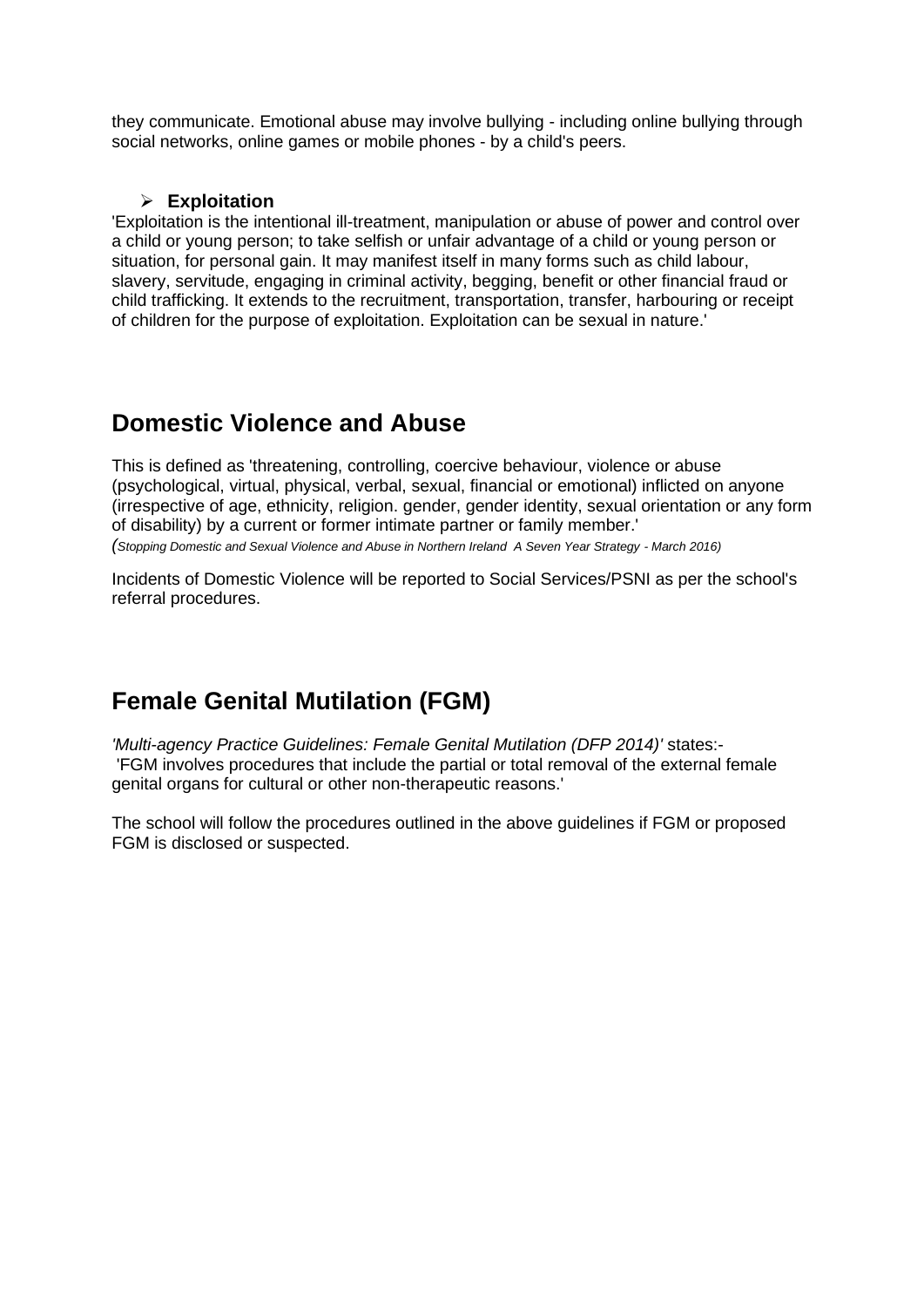they communicate. Emotional abuse may involve bullying - including online bullying through social networks, online games or mobile phones - by a child's peers.

- **Exploitation**

'Exploitation is the intentional ill-treatment, manipulation or abuse of power and control over a child or young person; to take selfish or unfair advantage of a child or young person or situation, for personal gain. It may manifest itself in many forms such as child labour, slavery, servitude, engaging in criminal activity, begging, benefit or other financial fraud or child trafficking. It extends to the recruitment, transportation, transfer, harbouring or receipt of children for the purpose of exploitation. Exploitation can be sexual in nature.'

## Domestic Violence and Abuse

This is defined as 'threatening, controlling, coercive behaviour, violence or abuse (psychological, virtual, physical, verbal, sexual, financial or emotional) inflicted on anyone (irrespective of age, ethnicity, religion. gender, gender identity, sexual orientation or any form of disability) by a current or former intimate partner or family member.'

*(Stopping Domestic and Sexual Violence and Abuse in Northern Ireland A Seven Year Strategy - March 2016)*

Incidents of Domestic Violence will be reported to Social Services/PSNI as per the school's referral procedures.

## Female Genital Mutilation (FGM)

*'Multi-agency Practice Guidelines: Female Genital Mutilation (DFP 2014)'* states:-
'FGM involves procedures that include the partial or total removal of the external female genital organs for cultural or other non-therapeutic reasons.'

The school will follow the procedures outlined in the above guidelines if FGM or proposed FGM is disclosed or suspected.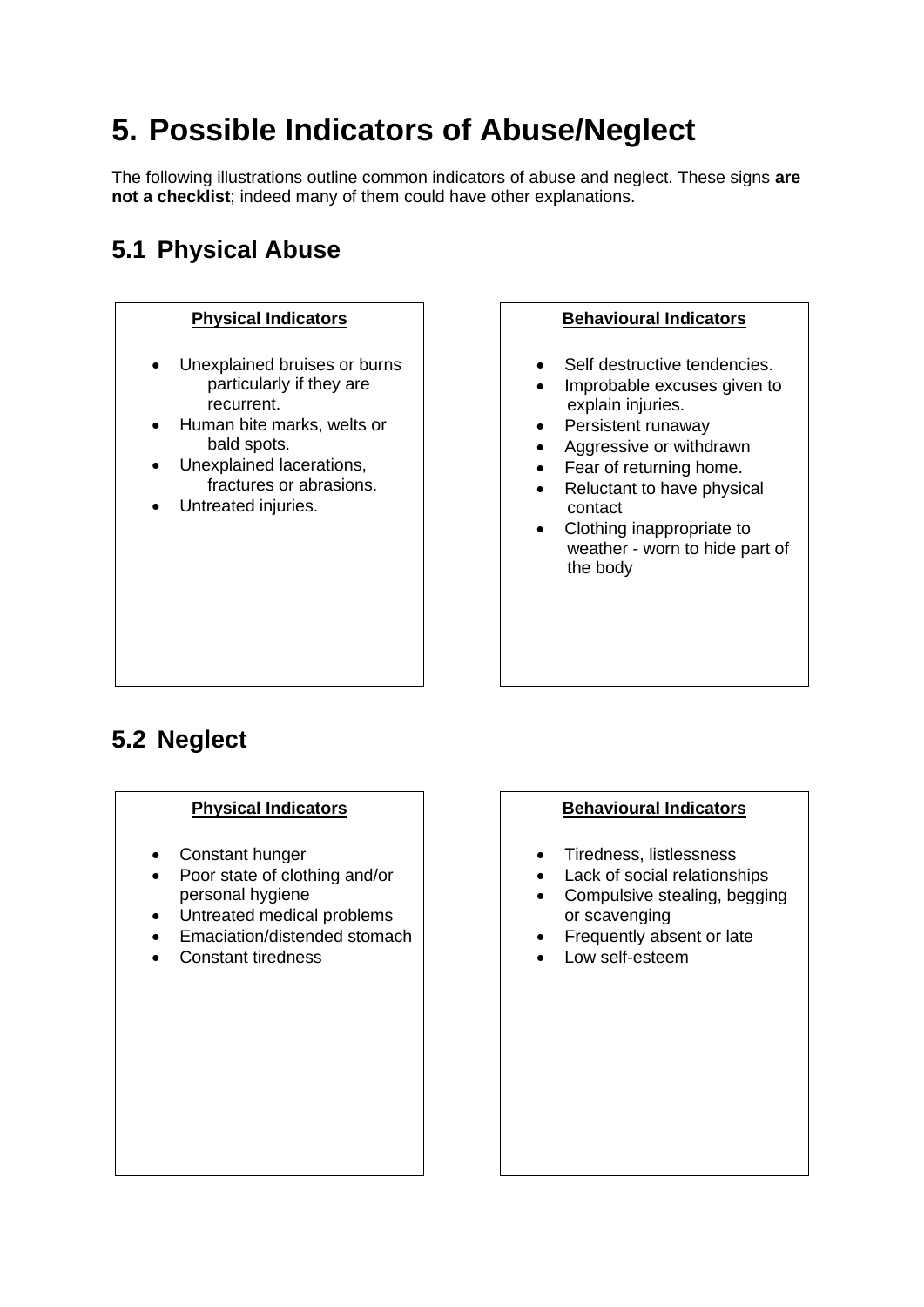# 5. Possible Indicators of Abuse/Neglect

The following illustrations outline common indicators of abuse and neglect. These signs **are not a checklist**; indeed many of them could have other explanations.

## 5.1 Physical Abuse

**Physical Indicators**

- Unexplained bruises or burns particularly if they are recurrent.
- Human bite marks, welts or bald spots.
- Unexplained lacerations, fractures or abrasions.
- Untreated injuries.

**Behavioural Indicators**

- Self destructive tendencies.
- Improbable excuses given to explain injuries.
- Persistent runaway
- Aggressive or withdrawn
- Fear of returning home.
- Reluctant to have physical contact
- Clothing inappropriate to weather - worn to hide part of the body

## 5.2 Neglect

**Physical Indicators**

- Constant hunger
- Poor state of clothing and/or personal hygiene
- Untreated medical problems
- Emaciation/distended stomach
- Constant tiredness

**Behavioural Indicators**

- Tiredness, listlessness
- Lack of social relationships
- Compulsive stealing, begging or scavenging
- Frequently absent or late
- Low self-esteem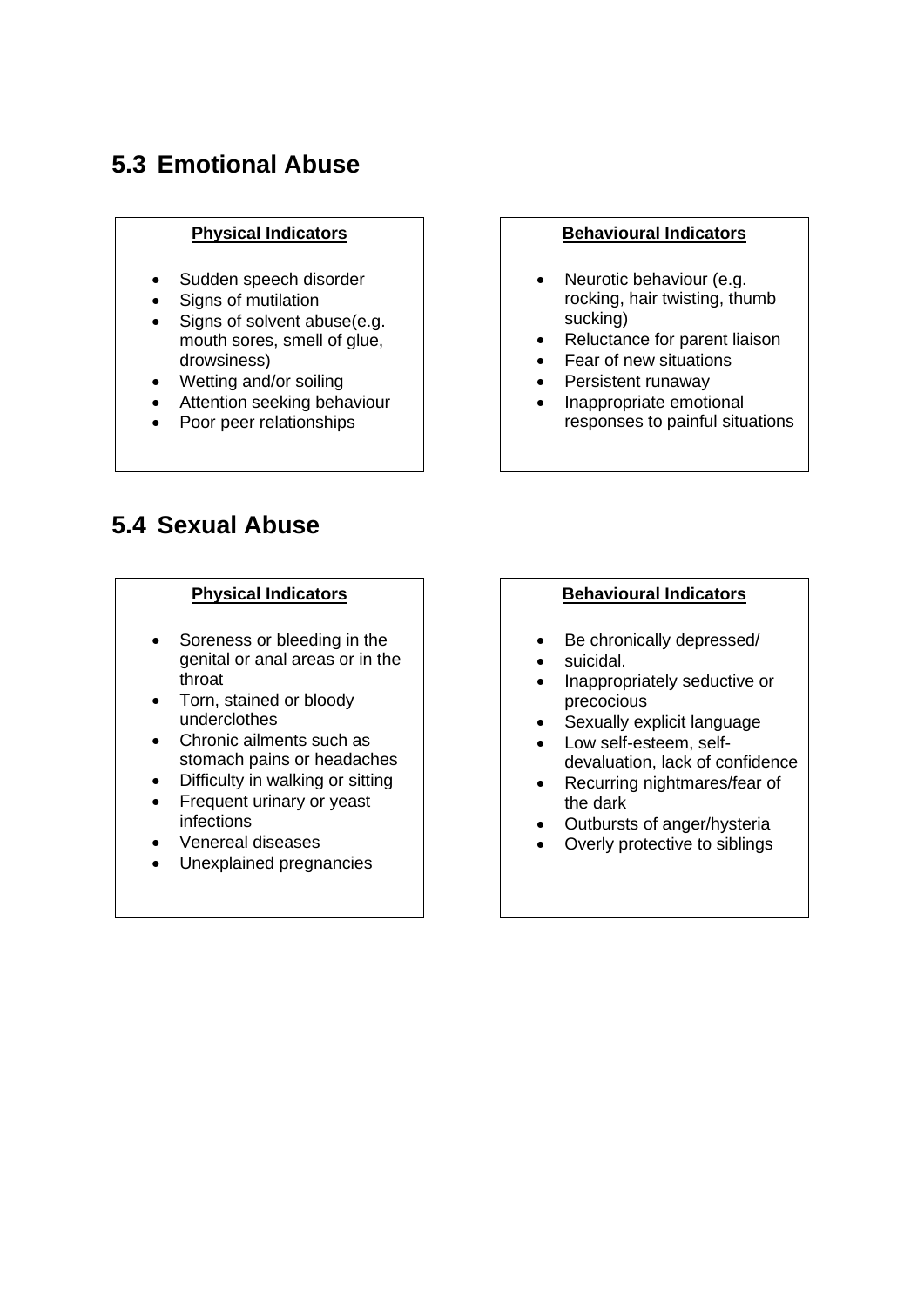## 5.3 Emotional Abuse

**Physical Indicators**

- Sudden speech disorder
- Signs of mutilation
- Signs of solvent abuse(e.g. mouth sores, smell of glue, drowsiness)
- Wetting and/or soiling
- Attention seeking behaviour
- Poor peer relationships

**Behavioural Indicators**

- Neurotic behaviour (e.g. rocking, hair twisting, thumb sucking)
- Reluctance for parent liaison
- Fear of new situations
- Persistent runaway
- Inappropriate emotional responses to painful situations

## 5.4 Sexual Abuse

**Physical Indicators**

- Soreness or bleeding in the genital or anal areas or in the throat
- Torn, stained or bloody underclothes
- Chronic ailments such as stomach pains or headaches
- Difficulty in walking or sitting
- Frequent urinary or yeast infections
- Venereal diseases
- Unexplained pregnancies

**Behavioural Indicators**

- Be chronically depressed/
- suicidal.
- Inappropriately seductive or precocious
- Sexually explicit language
- Low self-esteem, self-devaluation, lack of confidence
- Recurring nightmares/fear of the dark
- Outbursts of anger/hysteria
- Overly protective to siblings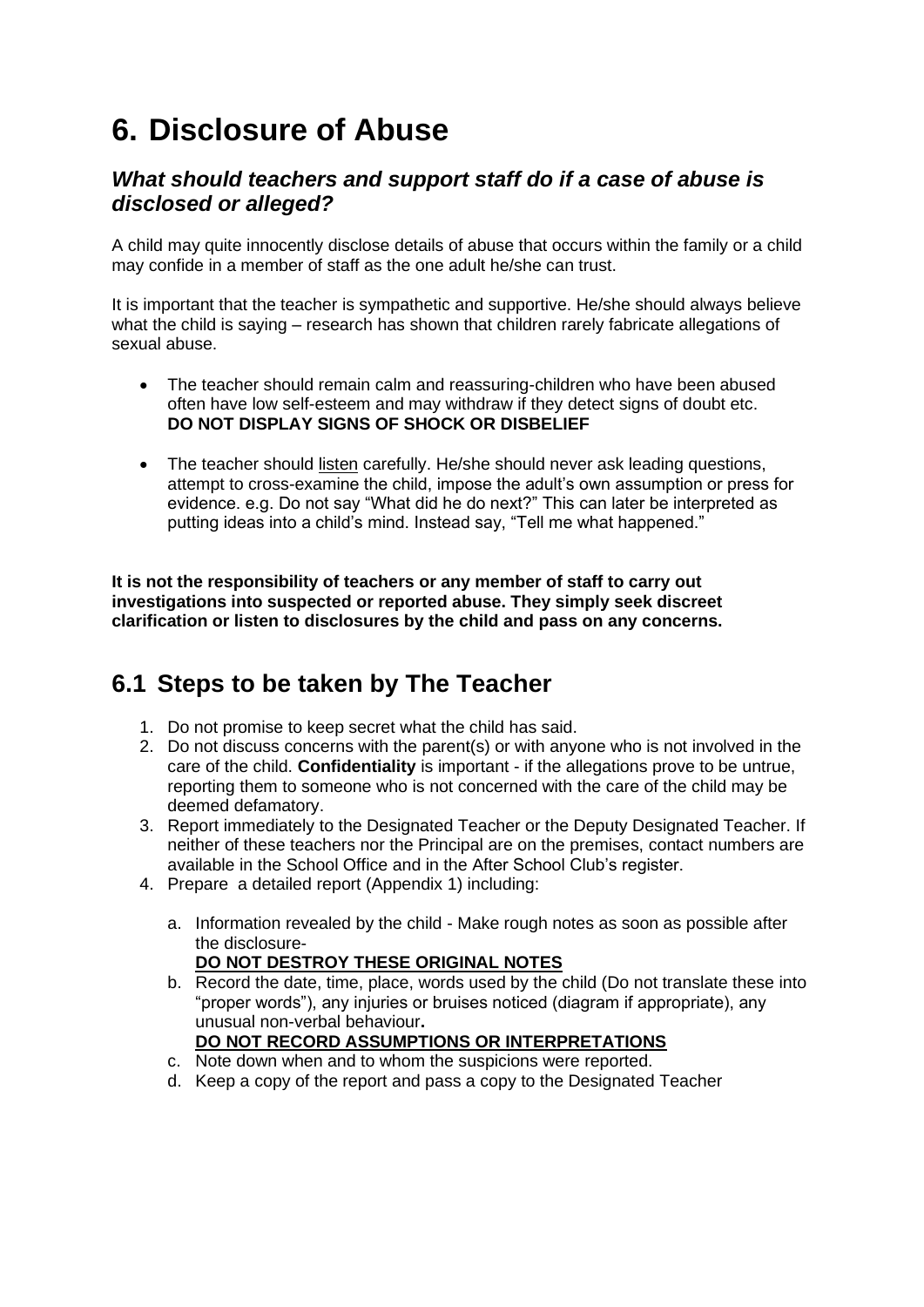# 6. Disclosure of Abuse

### *What should teachers and support staff do if a case of abuse is disclosed or alleged?*

A child may quite innocently disclose details of abuse that occurs within the family or a child may confide in a member of staff as the one adult he/she can trust.

It is important that the teacher is sympathetic and supportive. He/she should always believe what the child is saying – research has shown that children rarely fabricate allegations of sexual abuse.

- The teacher should remain calm and reassuring-children who have been abused often have low self-esteem and may withdraw if they detect signs of doubt etc. **DO NOT DISPLAY SIGNS OF SHOCK OR DISBELIEF**
- The teacher should <u>listen</u> carefully. He/she should never ask leading questions, attempt to cross-examine the child, impose the adult's own assumption or press for evidence. e.g. Do not say "What did he do next?" This can later be interpreted as putting ideas into a child's mind. Instead say, "Tell me what happened."

**It is not the responsibility of teachers or any member of staff to carry out investigations into suspected or reported abuse. They simply seek discreet clarification or listen to disclosures by the child and pass on any concerns.**

## 6.1 Steps to be taken by The Teacher

1. Do not promise to keep secret what the child has said.
2. Do not discuss concerns with the parent(s) or with anyone who is not involved in the care of the child. **Confidentiality** is important - if the allegations prove to be untrue, reporting them to someone who is not concerned with the care of the child may be deemed defamatory.
3. Report immediately to the Designated Teacher or the Deputy Designated Teacher. If neither of these teachers nor the Principal are on the premises, contact numbers are available in the School Office and in the After School Club's register.
4. Prepare a detailed report (Appendix 1) including:
   a. Information revealed by the child - Make rough notes as soon as possible after the disclosure-
      **<u>DO NOT DESTROY THESE ORIGINAL NOTES</u>**
   b. Record the date, time, place, words used by the child (Do not translate these into "proper words"), any injuries or bruises noticed (diagram if appropriate), any unusual non-verbal behaviour**.**
      **<u>DO NOT RECORD ASSUMPTIONS OR INTERPRETATIONS</u>**
   c. Note down when and to whom the suspicions were reported.
   d. Keep a copy of the report and pass a copy to the Designated Teacher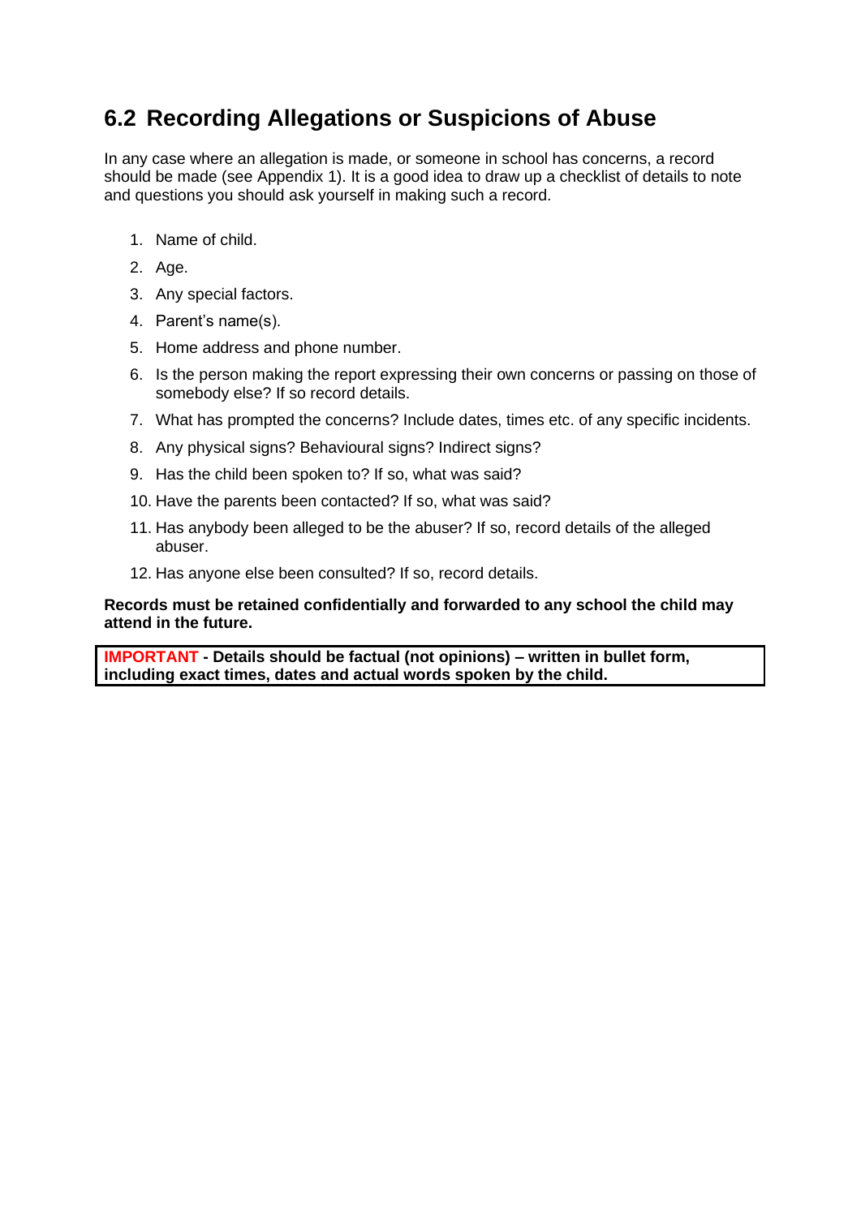## 6.2 Recording Allegations or Suspicions of Abuse

In any case where an allegation is made, or someone in school has concerns, a record should be made (see Appendix 1). It is a good idea to draw up a checklist of details to note and questions you should ask yourself in making such a record.

1. Name of child.
2. Age.
3. Any special factors.
4. Parent's name(s).
5. Home address and phone number.
6. Is the person making the report expressing their own concerns or passing on those of somebody else? If so record details.
7. What has prompted the concerns? Include dates, times etc. of any specific incidents.
8. Any physical signs? Behavioural signs? Indirect signs?
9. Has the child been spoken to? If so, what was said?
10. Have the parents been contacted? If so, what was said?
11. Has anybody been alleged to be the abuser? If so, record details of the alleged abuser.
12. Has anyone else been consulted? If so, record details.

**Records must be retained confidentially and forwarded to any school the child may attend in the future.**

**IMPORTANT - Details should be factual (not opinions) – written in bullet form, including exact times, dates and actual words spoken by the child.**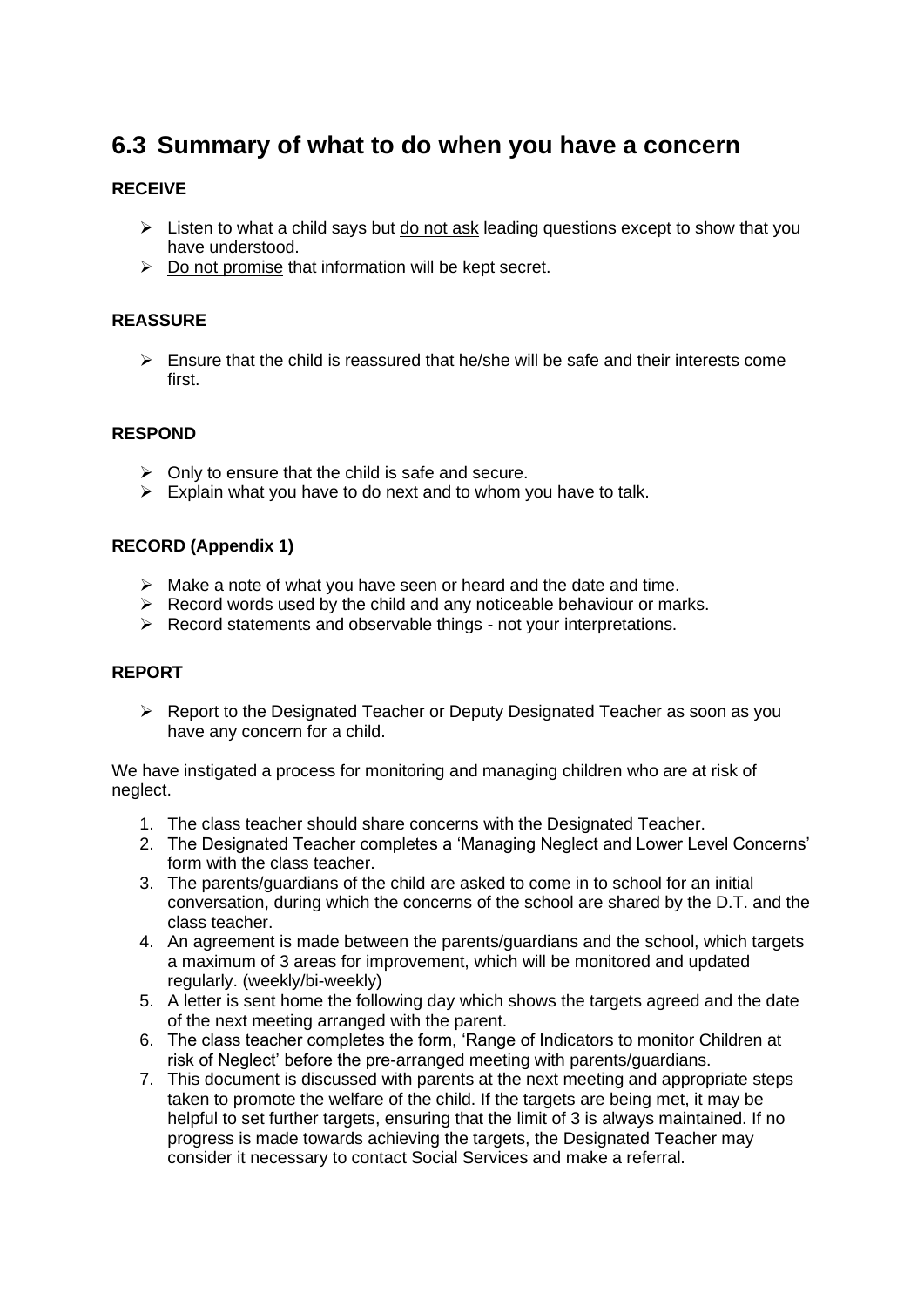## 6.3 Summary of what to do when you have a concern

**RECEIVE**

- Listen to what a child says but <u>do not ask</u> leading questions except to show that you have understood.
- <u>Do not promise</u> that information will be kept secret.

**REASSURE**

- Ensure that the child is reassured that he/she will be safe and their interests come first.

**RESPOND**

- Only to ensure that the child is safe and secure.
- Explain what you have to do next and to whom you have to talk.

**RECORD (Appendix 1)**

- Make a note of what you have seen or heard and the date and time.
- Record words used by the child and any noticeable behaviour or marks.
- Record statements and observable things - not your interpretations.

**REPORT**

- Report to the Designated Teacher or Deputy Designated Teacher as soon as you have any concern for a child.

We have instigated a process for monitoring and managing children who are at risk of neglect.

1. The class teacher should share concerns with the Designated Teacher.
2. The Designated Teacher completes a 'Managing Neglect and Lower Level Concerns' form with the class teacher.
3. The parents/guardians of the child are asked to come in to school for an initial conversation, during which the concerns of the school are shared by the D.T. and the class teacher.
4. An agreement is made between the parents/guardians and the school, which targets a maximum of 3 areas for improvement, which will be monitored and updated regularly. (weekly/bi-weekly)
5. A letter is sent home the following day which shows the targets agreed and the date of the next meeting arranged with the parent.
6. The class teacher completes the form, 'Range of Indicators to monitor Children at risk of Neglect' before the pre-arranged meeting with parents/guardians.
7. This document is discussed with parents at the next meeting and appropriate steps taken to promote the welfare of the child. If the targets are being met, it may be helpful to set further targets, ensuring that the limit of 3 is always maintained. If no progress is made towards achieving the targets, the Designated Teacher may consider it necessary to contact Social Services and make a referral.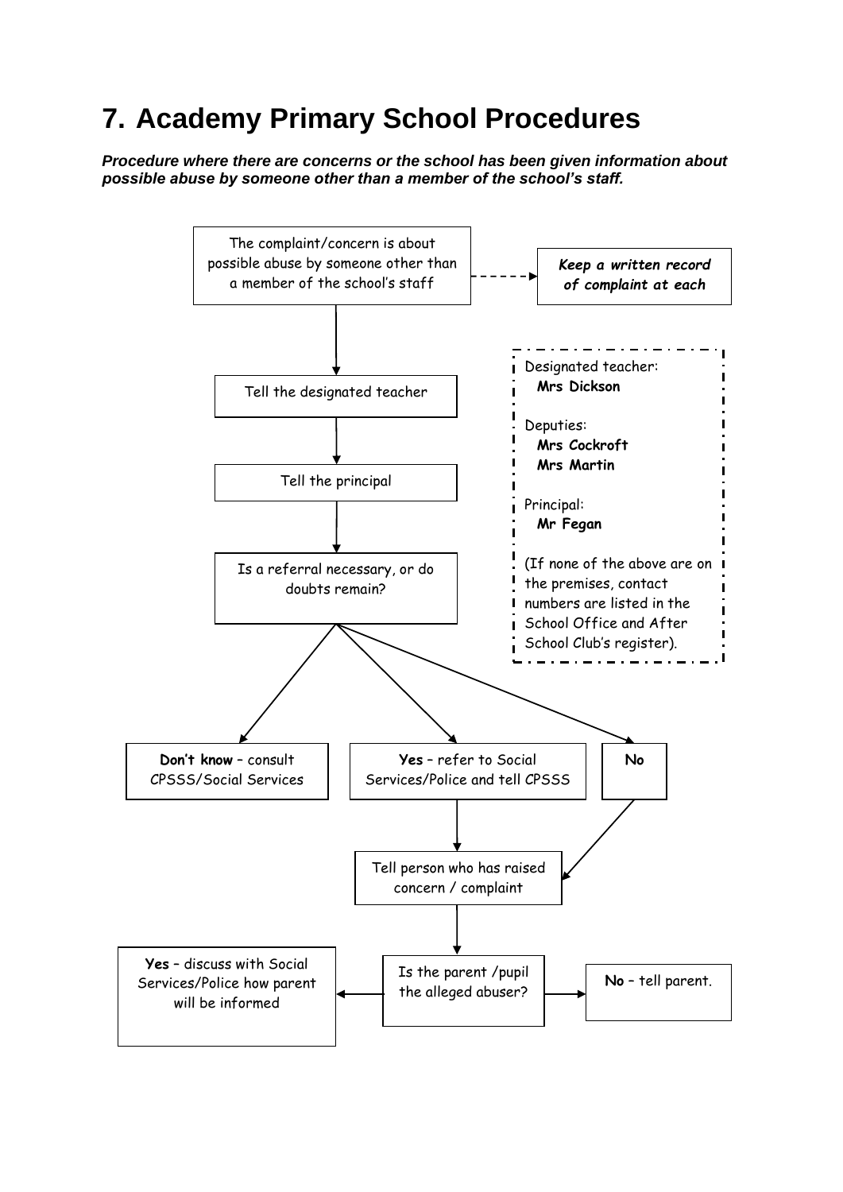# 7. Academy Primary School Procedures

***Procedure where there are concerns or the school has been given information about possible abuse by someone other than a member of the school's staff.***

The complaint/concern is about possible abuse by someone other than a member of the school's staff

*Keep a written record of complaint at each*

Tell the designated teacher

Tell the principal

Is a referral necessary, or do doubts remain?

**Don't know** – consult CPSSS/Social Services

**Yes** – refer to Social Services/Police and tell CPSSS

**No**

Tell person who has raised concern / complaint

Is the parent /pupil the alleged abuser?

**Yes** – discuss with Social Services/Police how parent will be informed

**No** – tell parent.

Designated teacher:
**Mrs Dickson**

Deputies:
**Mrs Cockroft**
**Mrs Martin**

Principal:
**Mr Fegan**

(If none of the above are on the premises, contact numbers are listed in the School Office and After School Club's register).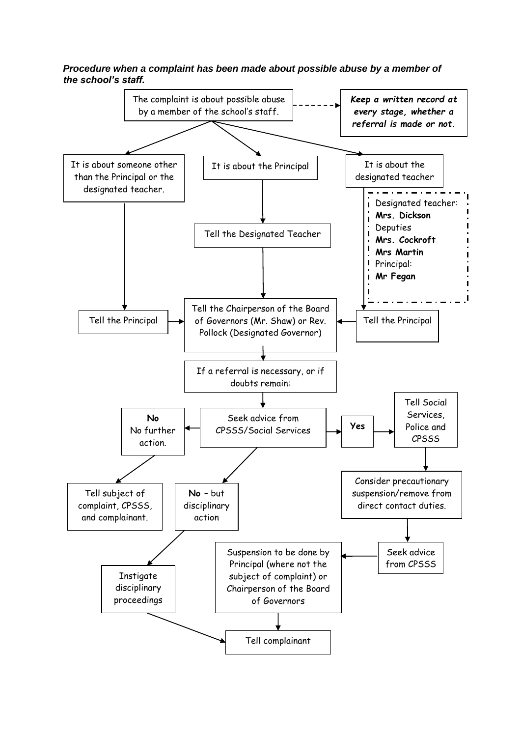***Procedure when a complaint has been made about possible abuse by a member of the school's staff.***

The complaint is about possible abuse by a member of the school's staff.

***Keep a written record at every stage, whether a referral is made or not.***

It is about someone other than the Principal or the designated teacher.

It is about the Principal

It is about the designated teacher

Designated teacher:
**Mrs. Dickson**
Deputies
**Mrs. Cockroft**
**Mrs Martin**
Principal:
**Mr Fegan**

Tell the Designated Teacher

Tell the Principal

Tell the Chairperson of the Board of Governors (Mr. Shaw) or Rev. Pollock (Designated Governor)

Tell the Principal

If a referral is necessary, or if doubts remain:

Seek advice from CPSSS/Social Services

**No**
No further action.

**Yes**

Tell Social Services, Police and CPSSS

Tell subject of complaint, CPSSS, and complainant.

**No** – but disciplinary action

Consider precautionary suspension/remove from direct contact duties.

Seek advice from CPSSS

Instigate disciplinary proceedings

Suspension to be done by Principal (where not the subject of complaint) or Chairperson of the Board of Governors

Tell complainant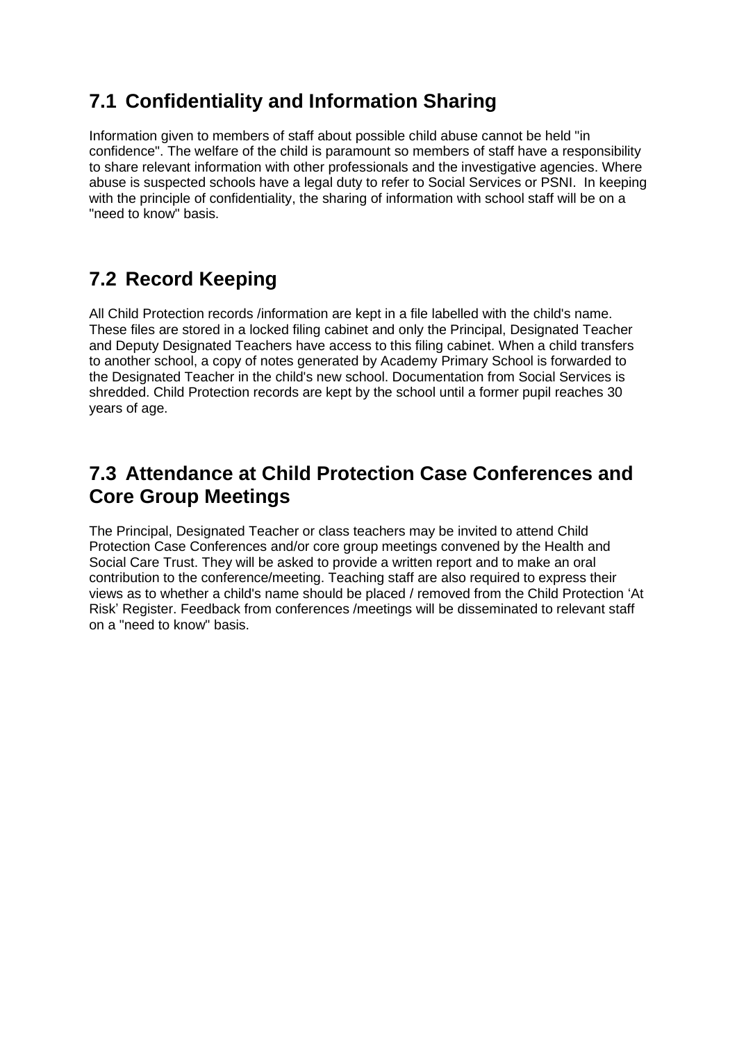## 7.1 Confidentiality and Information Sharing

Information given to members of staff about possible child abuse cannot be held "in confidence". The welfare of the child is paramount so members of staff have a responsibility to share relevant information with other professionals and the investigative agencies. Where abuse is suspected schools have a legal duty to refer to Social Services or PSNI. In keeping with the principle of confidentiality, the sharing of information with school staff will be on a "need to know" basis.

## 7.2 Record Keeping

All Child Protection records /information are kept in a file labelled with the child's name. These files are stored in a locked filing cabinet and only the Principal, Designated Teacher and Deputy Designated Teachers have access to this filing cabinet. When a child transfers to another school, a copy of notes generated by Academy Primary School is forwarded to the Designated Teacher in the child's new school. Documentation from Social Services is shredded. Child Protection records are kept by the school until a former pupil reaches 30 years of age.

## 7.3 Attendance at Child Protection Case Conferences and Core Group Meetings

The Principal, Designated Teacher or class teachers may be invited to attend Child Protection Case Conferences and/or core group meetings convened by the Health and Social Care Trust. They will be asked to provide a written report and to make an oral contribution to the conference/meeting. Teaching staff are also required to express their views as to whether a child's name should be placed / removed from the Child Protection 'At Risk' Register. Feedback from conferences /meetings will be disseminated to relevant staff on a "need to know" basis.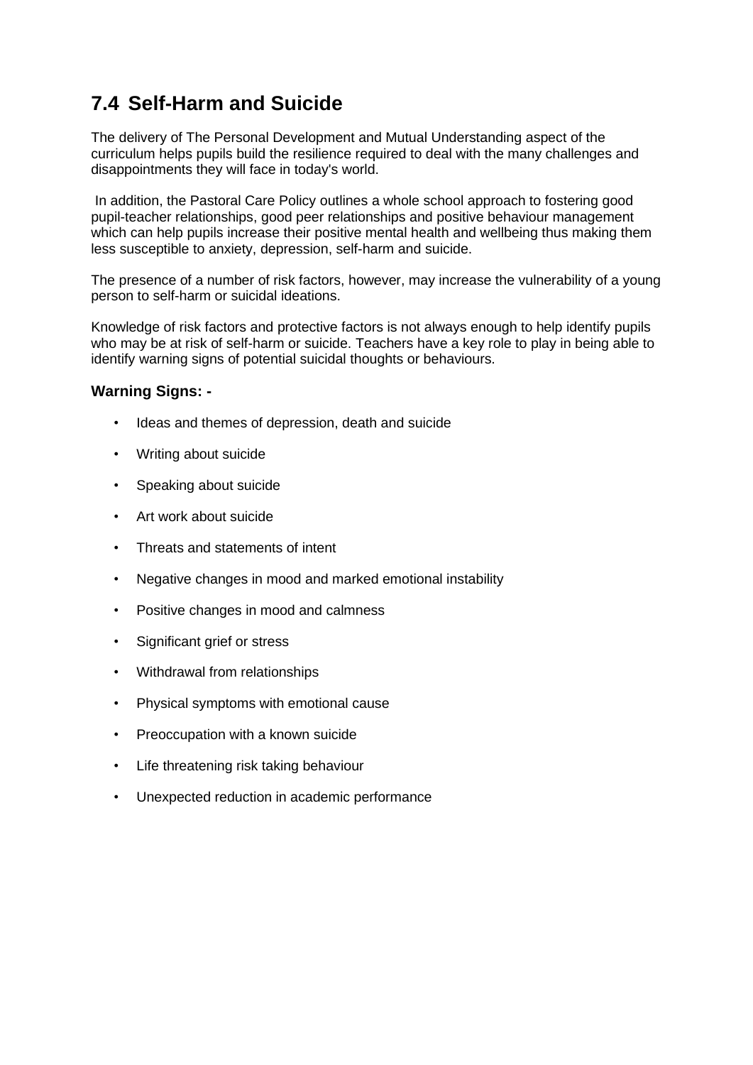## 7.4 Self-Harm and Suicide

The delivery of The Personal Development and Mutual Understanding aspect of the curriculum helps pupils build the resilience required to deal with the many challenges and disappointments they will face in today's world.

In addition, the Pastoral Care Policy outlines a whole school approach to fostering good pupil-teacher relationships, good peer relationships and positive behaviour management which can help pupils increase their positive mental health and wellbeing thus making them less susceptible to anxiety, depression, self-harm and suicide.

The presence of a number of risk factors, however, may increase the vulnerability of a young person to self-harm or suicidal ideations.

Knowledge of risk factors and protective factors is not always enough to help identify pupils who may be at risk of self-harm or suicide. Teachers have a key role to play in being able to identify warning signs of potential suicidal thoughts or behaviours.

### Warning Signs: -

- Ideas and themes of depression, death and suicide
- Writing about suicide
- Speaking about suicide
- Art work about suicide
- Threats and statements of intent
- Negative changes in mood and marked emotional instability
- Positive changes in mood and calmness
- Significant grief or stress
- Withdrawal from relationships
- Physical symptoms with emotional cause
- Preoccupation with a known suicide
- Life threatening risk taking behaviour
- Unexpected reduction in academic performance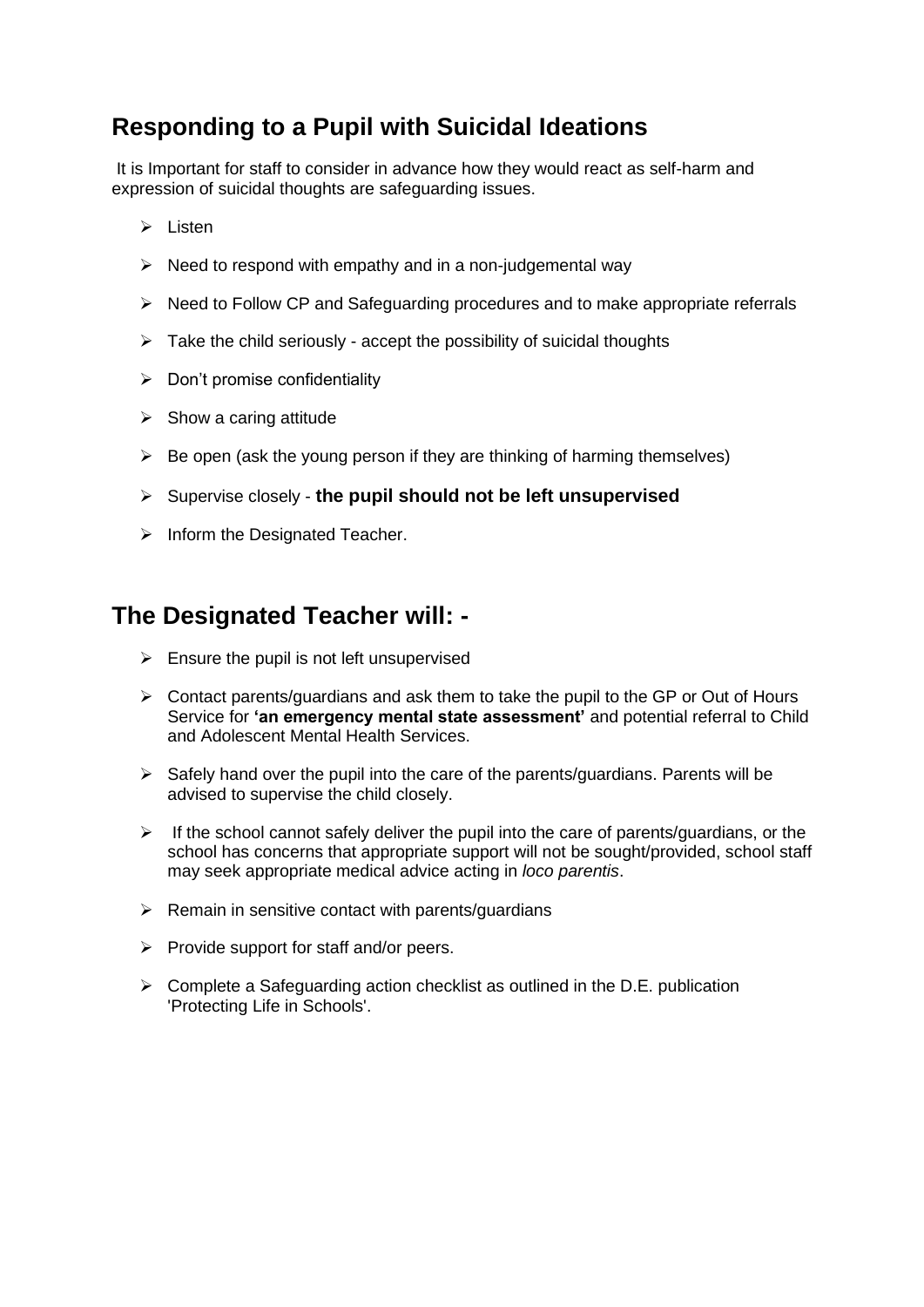## Responding to a Pupil with Suicidal Ideations

It is Important for staff to consider in advance how they would react as self-harm and expression of suicidal thoughts are safeguarding issues.

- Listen
- Need to respond with empathy and in a non-judgemental way
- Need to Follow CP and Safeguarding procedures and to make appropriate referrals
- Take the child seriously - accept the possibility of suicidal thoughts
- Don't promise confidentiality
- Show a caring attitude
- Be open (ask the young person if they are thinking of harming themselves)
- Supervise closely - **the pupil should not be left unsupervised**
- Inform the Designated Teacher.

## The Designated Teacher will: -

- Ensure the pupil is not left unsupervised
- Contact parents/guardians and ask them to take the pupil to the GP or Out of Hours Service for **'an emergency mental state assessment'** and potential referral to Child and Adolescent Mental Health Services.
- Safely hand over the pupil into the care of the parents/guardians. Parents will be advised to supervise the child closely.
- If the school cannot safely deliver the pupil into the care of parents/guardians, or the school has concerns that appropriate support will not be sought/provided, school staff may seek appropriate medical advice acting in *loco parentis*.
- Remain in sensitive contact with parents/guardians
- Provide support for staff and/or peers.
- Complete a Safeguarding action checklist as outlined in the D.E. publication 'Protecting Life in Schools'.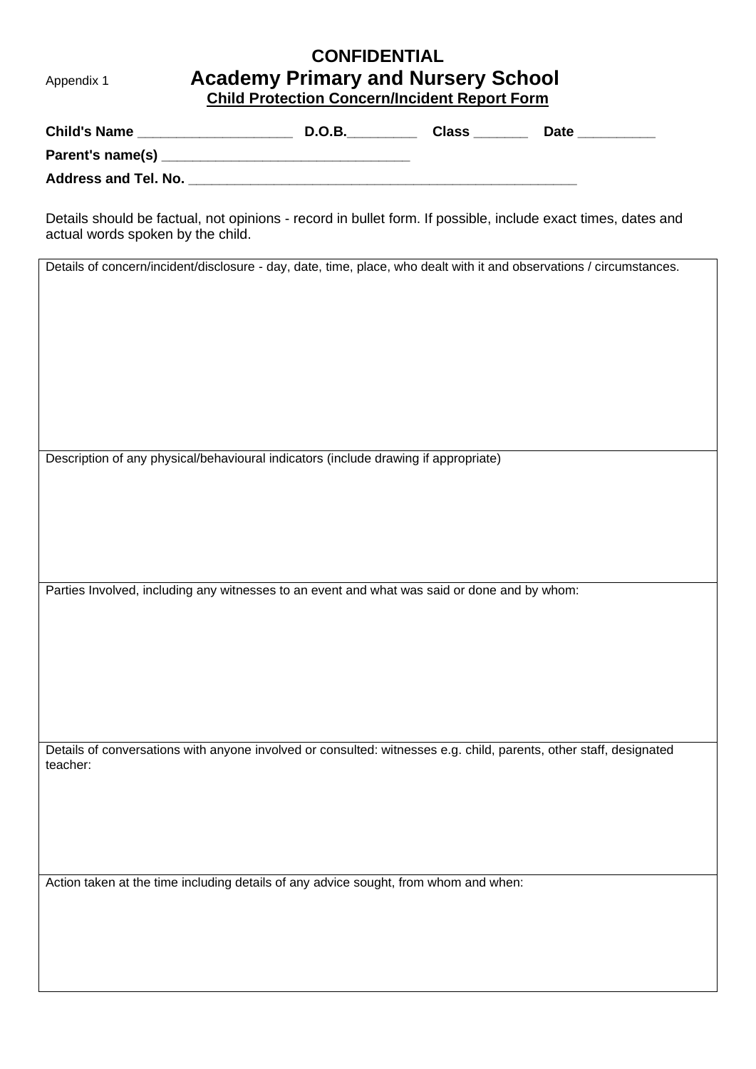Appendix 1

# CONFIDENTIAL

# Academy Primary and Nursery School

## Child Protection Concern/Incident Report Form

**Child's Name** ____________________ **D.O.B.**_________ **Class** _______ **Date** __________

**Parent's name(s)** ________________________________

**Address and Tel. No.** ____________________________________________________

Details should be factual, not opinions - record in bullet form. If possible, include exact times, dates and actual words spoken by the child.

| Details of concern/incident/disclosure - day, date, time, place, who dealt with it and observations / circumstances. |
|---|
| Description of any physical/behavioural indicators (include drawing if appropriate) |
| Parties Involved, including any witnesses to an event and what was said or done and by whom: |
| Details of conversations with anyone involved or consulted: witnesses e.g. child, parents, other staff, designated teacher: |
| Action taken at the time including details of any advice sought, from whom and when: |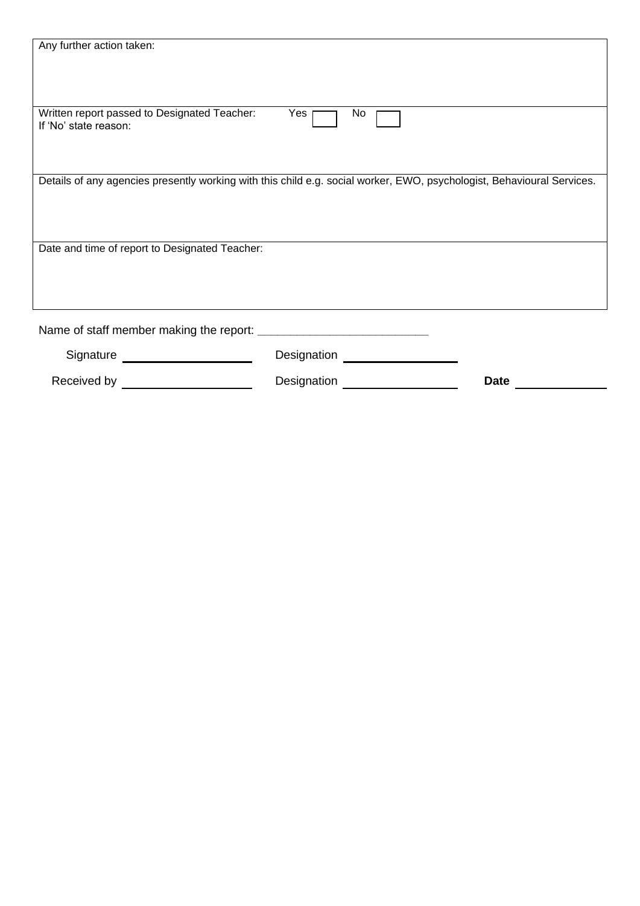| Any further action taken: |
|---|
| Written report passed to Designated Teacher: Yes ☐ No ☐<br>If 'No' state reason: |
| Details of any agencies presently working with this child e.g. social worker, EWO, psychologist, Behavioural Services. |
| Date and time of report to Designated Teacher: |

Name of staff member making the report: _________________________

Signature ____________________ Designation ____________________

Received by ____________________ Designation ____________________ **Date** ______________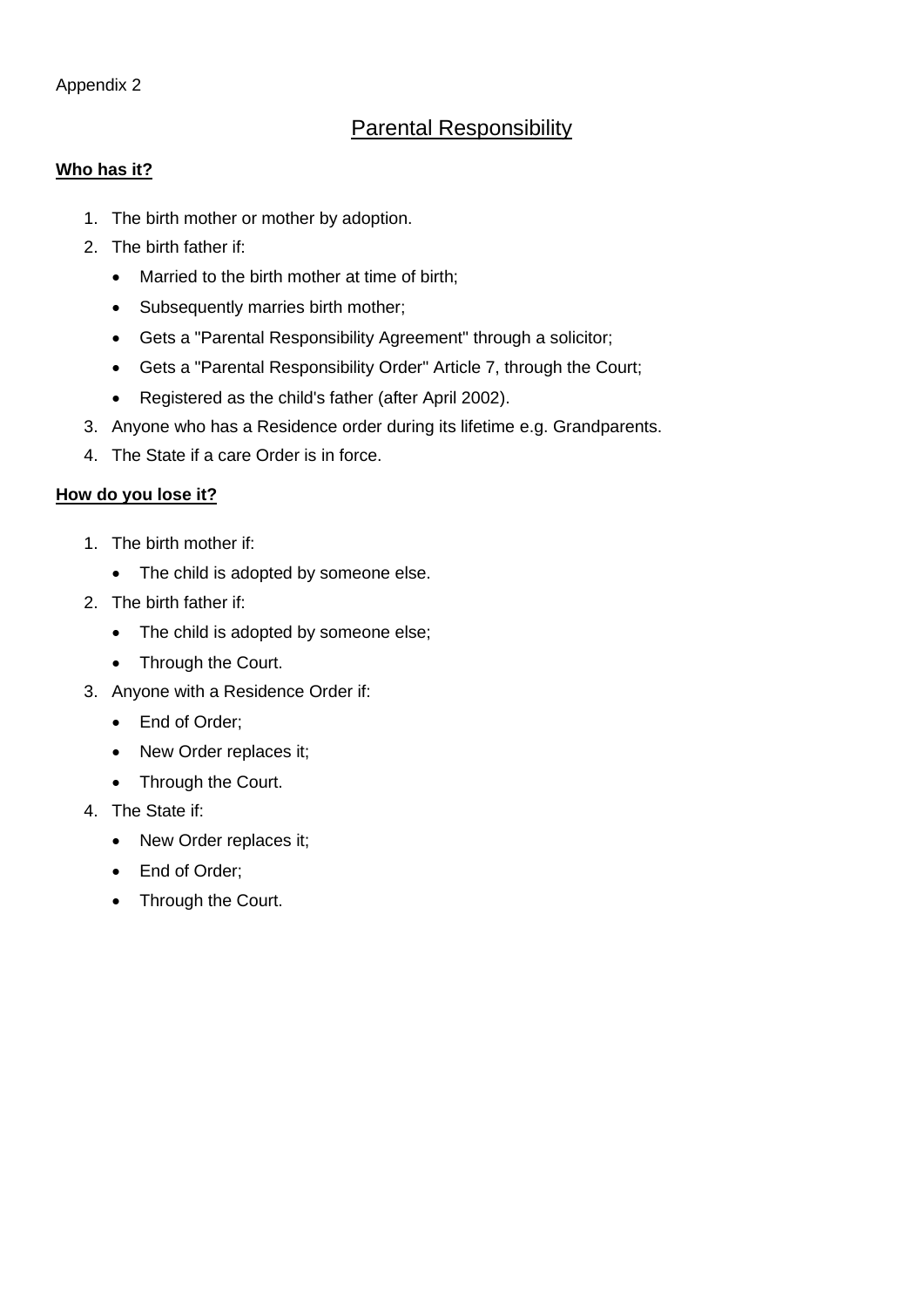Appendix 2

# Parental Responsibility

**Who has it?**

1. The birth mother or mother by adoption.
2. The birth father if:
   - Married to the birth mother at time of birth;
   - Subsequently marries birth mother;
   - Gets a "Parental Responsibility Agreement" through a solicitor;
   - Gets a "Parental Responsibility Order" Article 7, through the Court;
   - Registered as the child's father (after April 2002).
3. Anyone who has a Residence order during its lifetime e.g. Grandparents.
4. The State if a care Order is in force.

**How do you lose it?**

1. The birth mother if:
   - The child is adopted by someone else.
2. The birth father if:
   - The child is adopted by someone else;
   - Through the Court.
3. Anyone with a Residence Order if:
   - End of Order;
   - New Order replaces it;
   - Through the Court.
4. The State if:
   - New Order replaces it;
   - End of Order;
   - Through the Court.